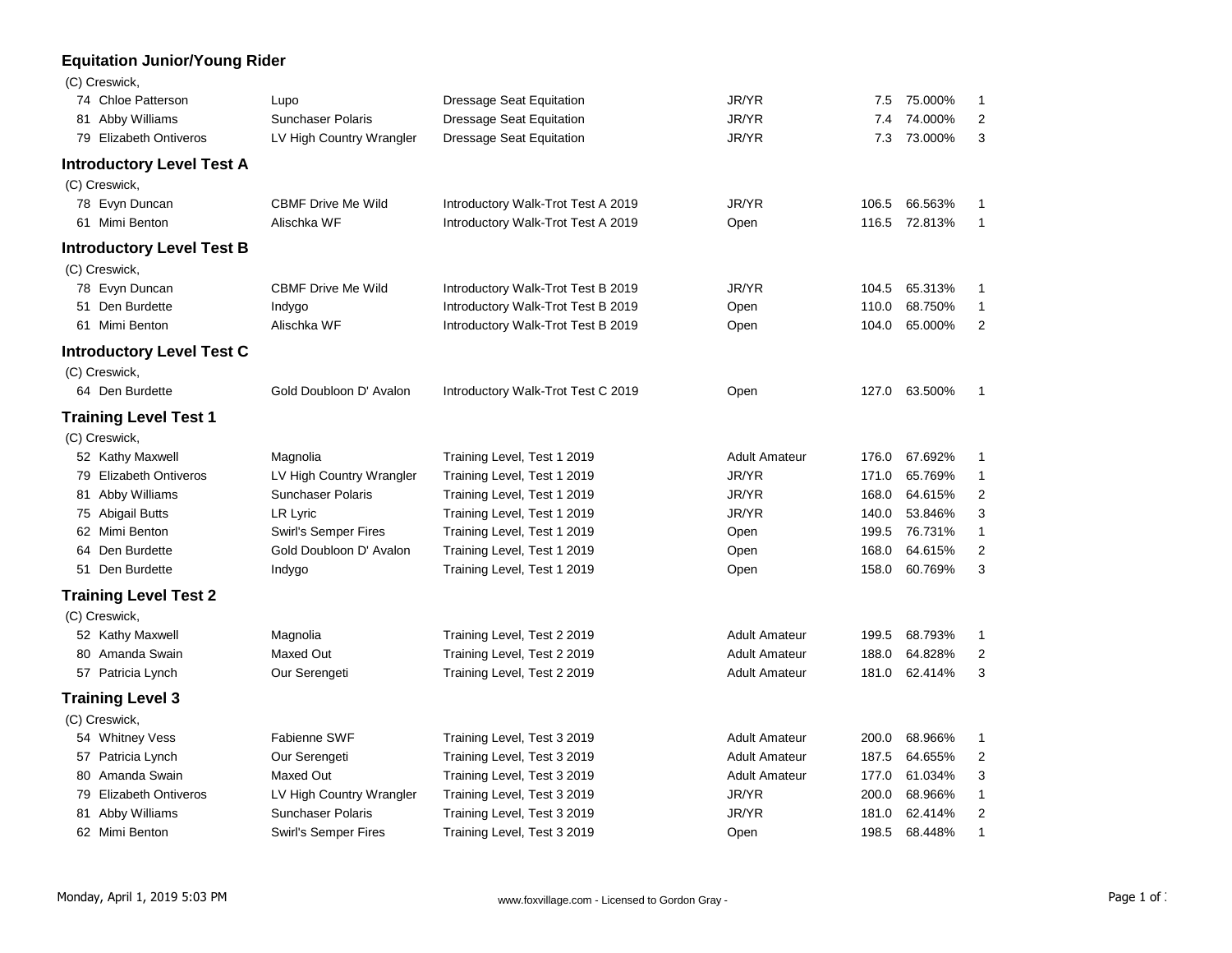## Equitation Junior/Young Rider

(C) Creswick,

| | | | | | | | |
|---|---|---|---|---|---|---|---|
| 74 | Chloe Patterson | Lupo | Dressage Seat Equitation | JR/YR | 7.5 | 75.000% | 1 |
| 81 | Abby Williams | Sunchaser Polaris | Dressage Seat Equitation | JR/YR | 7.4 | 74.000% | 2 |
| 79 | Elizabeth Ontiveros | LV High Country Wrangler | Dressage Seat Equitation | JR/YR | 7.3 | 73.000% | 3 |

## Introductory Level Test A

(C) Creswick,

| | | | | | | | |
|---|---|---|---|---|---|---|---|
| 78 | Evyn Duncan | CBMF Drive Me Wild | Introductory Walk-Trot Test A 2019 | JR/YR | 106.5 | 66.563% | 1 |
| 61 | Mimi Benton | Alischka WF | Introductory Walk-Trot Test A 2019 | Open | 116.5 | 72.813% | 1 |

## Introductory Level Test B

(C) Creswick,

| | | | | | | | |
|---|---|---|---|---|---|---|---|
| 78 | Evyn Duncan | CBMF Drive Me Wild | Introductory Walk-Trot Test B 2019 | JR/YR | 104.5 | 65.313% | 1 |
| 51 | Den Burdette | Indygo | Introductory Walk-Trot Test B 2019 | Open | 110.0 | 68.750% | 1 |
| 61 | Mimi Benton | Alischka WF | Introductory Walk-Trot Test B 2019 | Open | 104.0 | 65.000% | 2 |

## Introductory Level Test C

(C) Creswick,

| | | | | | | | |
|---|---|---|---|---|---|---|---|
| 64 | Den Burdette | Gold Doubloon D' Avalon | Introductory Walk-Trot Test C 2019 | Open | 127.0 | 63.500% | 1 |

## Training Level Test 1

(C) Creswick,

| | | | | | | | |
|---|---|---|---|---|---|---|---|
| 52 | Kathy Maxwell | Magnolia | Training Level, Test 1 2019 | Adult Amateur | 176.0 | 67.692% | 1 |
| 79 | Elizabeth Ontiveros | LV High Country Wrangler | Training Level, Test 1 2019 | JR/YR | 171.0 | 65.769% | 1 |
| 81 | Abby Williams | Sunchaser Polaris | Training Level, Test 1 2019 | JR/YR | 168.0 | 64.615% | 2 |
| 75 | Abigail Butts | LR Lyric | Training Level, Test 1 2019 | JR/YR | 140.0 | 53.846% | 3 |
| 62 | Mimi Benton | Swirl's Semper Fires | Training Level, Test 1 2019 | Open | 199.5 | 76.731% | 1 |
| 64 | Den Burdette | Gold Doubloon D' Avalon | Training Level, Test 1 2019 | Open | 168.0 | 64.615% | 2 |
| 51 | Den Burdette | Indygo | Training Level, Test 1 2019 | Open | 158.0 | 60.769% | 3 |

## Training Level Test 2

(C) Creswick,

| | | | | | | | |
|---|---|---|---|---|---|---|---|
| 52 | Kathy Maxwell | Magnolia | Training Level, Test 2 2019 | Adult Amateur | 199.5 | 68.793% | 1 |
| 80 | Amanda Swain | Maxed Out | Training Level, Test 2 2019 | Adult Amateur | 188.0 | 64.828% | 2 |
| 57 | Patricia Lynch | Our Serengeti | Training Level, Test 2 2019 | Adult Amateur | 181.0 | 62.414% | 3 |

## Training Level 3

(C) Creswick,

| | | | | | | | |
|---|---|---|---|---|---|---|---|
| 54 | Whitney Vess | Fabienne SWF | Training Level, Test 3 2019 | Adult Amateur | 200.0 | 68.966% | 1 |
| 57 | Patricia Lynch | Our Serengeti | Training Level, Test 3 2019 | Adult Amateur | 187.5 | 64.655% | 2 |
| 80 | Amanda Swain | Maxed Out | Training Level, Test 3 2019 | Adult Amateur | 177.0 | 61.034% | 3 |
| 79 | Elizabeth Ontiveros | LV High Country Wrangler | Training Level, Test 3 2019 | JR/YR | 200.0 | 68.966% | 1 |
| 81 | Abby Williams | Sunchaser Polaris | Training Level, Test 3 2019 | JR/YR | 181.0 | 62.414% | 2 |
| 62 | Mimi Benton | Swirl's Semper Fires | Training Level, Test 3 2019 | Open | 198.5 | 68.448% | 1 |

Monday, April 1, 2019 5:03 PM www.foxvillage.com - Licensed to Gordon Gray -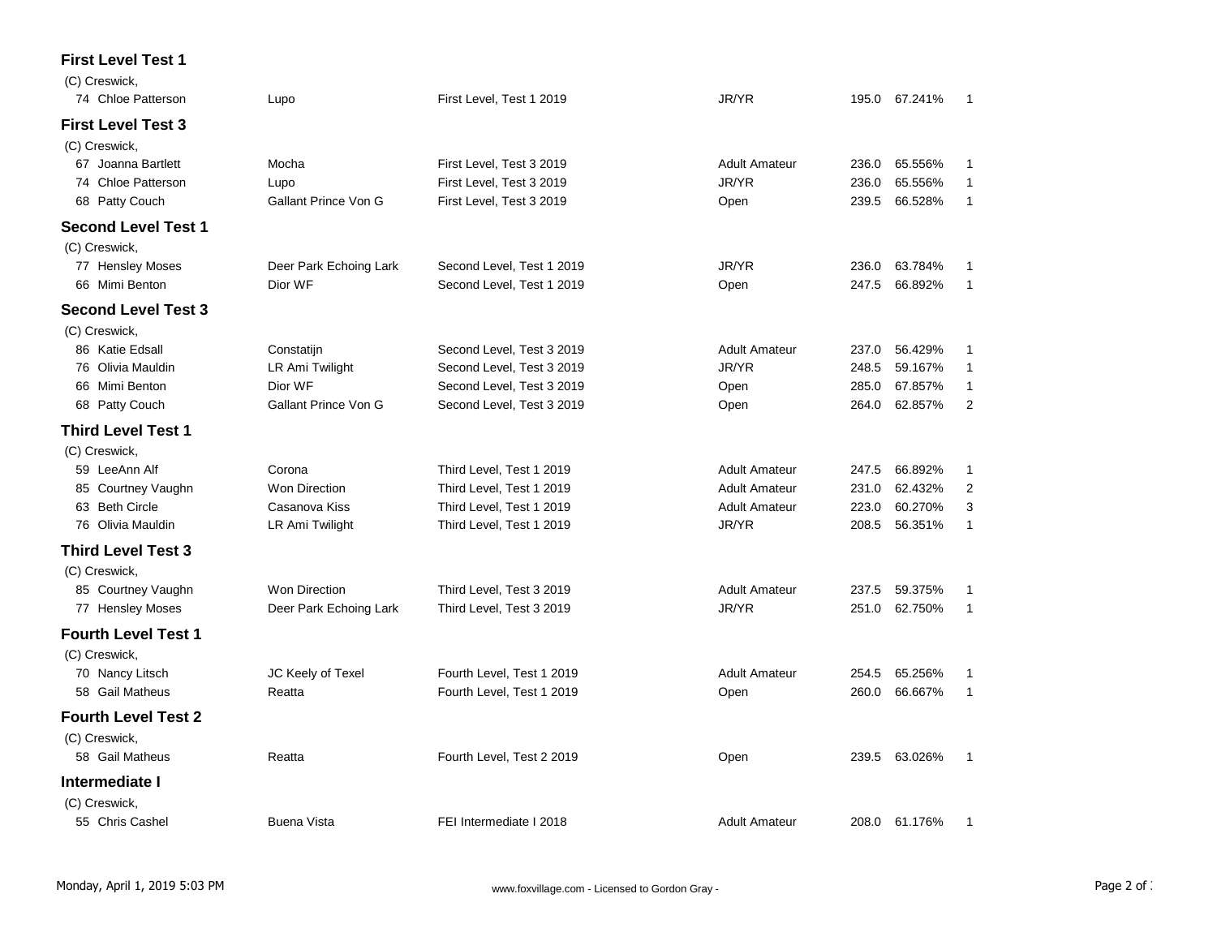### First Level Test 1

(C) Creswick,

| No. | Rider | Horse | Test | Division | Score | Percent | Place |
|---|---|---|---|---|---|---|---|
| 74 | Chloe Patterson | Lupo | First Level, Test 1 2019 | JR/YR | 195.0 | 67.241% | 1 |

### First Level Test 3

(C) Creswick,

| No. | Rider | Horse | Test | Division | Score | Percent | Place |
|---|---|---|---|---|---|---|---|
| 67 | Joanna Bartlett | Mocha | First Level, Test 3 2019 | Adult Amateur | 236.0 | 65.556% | 1 |
| 74 | Chloe Patterson | Lupo | First Level, Test 3 2019 | JR/YR | 236.0 | 65.556% | 1 |
| 68 | Patty Couch | Gallant Prince Von G | First Level, Test 3 2019 | Open | 239.5 | 66.528% | 1 |

### Second Level Test 1

(C) Creswick,

| No. | Rider | Horse | Test | Division | Score | Percent | Place |
|---|---|---|---|---|---|---|---|
| 77 | Hensley Moses | Deer Park Echoing Lark | Second Level, Test 1 2019 | JR/YR | 236.0 | 63.784% | 1 |
| 66 | Mimi Benton | Dior WF | Second Level, Test 1 2019 | Open | 247.5 | 66.892% | 1 |

### Second Level Test 3

(C) Creswick,

| No. | Rider | Horse | Test | Division | Score | Percent | Place |
|---|---|---|---|---|---|---|---|
| 86 | Katie Edsall | Constatijn | Second Level, Test 3 2019 | Adult Amateur | 237.0 | 56.429% | 1 |
| 76 | Olivia Mauldin | LR Ami Twilight | Second Level, Test 3 2019 | JR/YR | 248.5 | 59.167% | 1 |
| 66 | Mimi Benton | Dior WF | Second Level, Test 3 2019 | Open | 285.0 | 67.857% | 1 |
| 68 | Patty Couch | Gallant Prince Von G | Second Level, Test 3 2019 | Open | 264.0 | 62.857% | 2 |

### Third Level Test 1

(C) Creswick,

| No. | Rider | Horse | Test | Division | Score | Percent | Place |
|---|---|---|---|---|---|---|---|
| 59 | LeeAnn Alf | Corona | Third Level, Test 1 2019 | Adult Amateur | 247.5 | 66.892% | 1 |
| 85 | Courtney Vaughn | Won Direction | Third Level, Test 1 2019 | Adult Amateur | 231.0 | 62.432% | 2 |
| 63 | Beth Circle | Casanova Kiss | Third Level, Test 1 2019 | Adult Amateur | 223.0 | 60.270% | 3 |
| 76 | Olivia Mauldin | LR Ami Twilight | Third Level, Test 1 2019 | JR/YR | 208.5 | 56.351% | 1 |

### Third Level Test 3

(C) Creswick,

| No. | Rider | Horse | Test | Division | Score | Percent | Place |
|---|---|---|---|---|---|---|---|
| 85 | Courtney Vaughn | Won Direction | Third Level, Test 3 2019 | Adult Amateur | 237.5 | 59.375% | 1 |
| 77 | Hensley Moses | Deer Park Echoing Lark | Third Level, Test 3 2019 | JR/YR | 251.0 | 62.750% | 1 |

### Fourth Level Test 1

(C) Creswick,

| No. | Rider | Horse | Test | Division | Score | Percent | Place |
|---|---|---|---|---|---|---|---|
| 70 | Nancy Litsch | JC Keely of Texel | Fourth Level, Test 1 2019 | Adult Amateur | 254.5 | 65.256% | 1 |
| 58 | Gail Matheus | Reatta | Fourth Level, Test 1 2019 | Open | 260.0 | 66.667% | 1 |

### Fourth Level Test 2

(C) Creswick,

| No. | Rider | Horse | Test | Division | Score | Percent | Place |
|---|---|---|---|---|---|---|---|
| 58 | Gail Matheus | Reatta | Fourth Level, Test 2 2019 | Open | 239.5 | 63.026% | 1 |

### Intermediate I

(C) Creswick,

| No. | Rider | Horse | Test | Division | Score | Percent | Place |
|---|---|---|---|---|---|---|---|
| 55 | Chris Cashel | Buena Vista | FEI Intermediate I 2018 | Adult Amateur | 208.0 | 61.176% | 1 |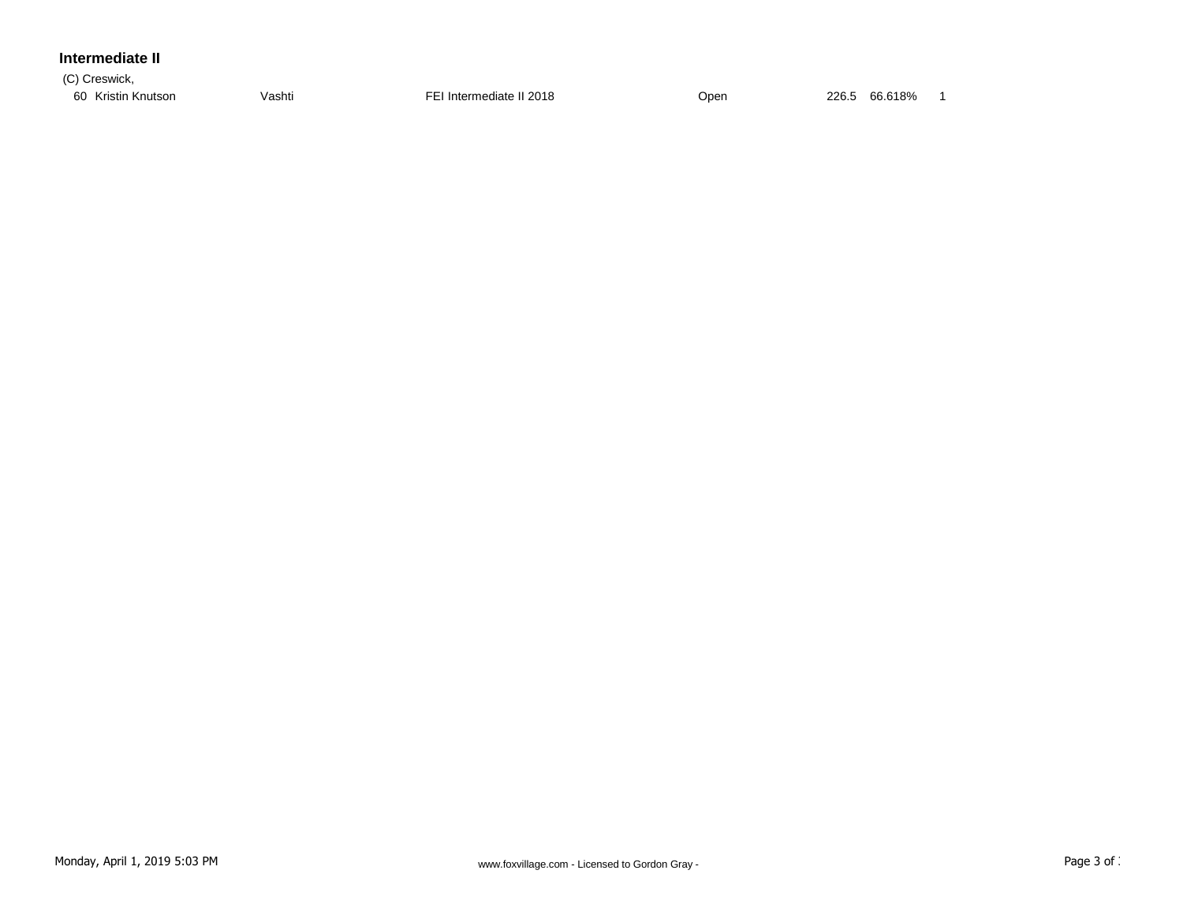### Intermediate II

(C) Creswick,

| | | | | | | | |
|---|---|---|---|---|---|---|---|
| 60 | Kristin Knutson | Vashti | FEI Intermediate II 2018 | Open | 226.5 | 66.618% | 1 |